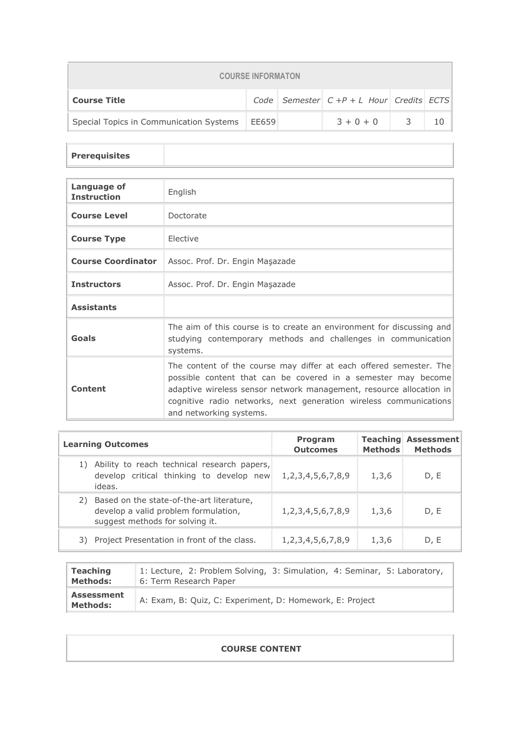| COURSE INFORMATON | | | | | |
|---|---|---|---|---|---|
| **Course Title** | *Code* | *Semester* | *C +P + L Hour* | *Credits* | *ECTS* |
| Special Topics in Communication Systems | EE659 | | 3 + 0 + 0 | 3 | 10 |

| **Prerequisites** | |
|---|---|

| | |
|---|---|
| **Language of Instruction** | English |
| **Course Level** | Doctorate |
| **Course Type** | Elective |
| **Course Coordinator** | Assoc. Prof. Dr. Engin Maşazade |
| **Instructors** | Assoc. Prof. Dr. Engin Maşazade |
| **Assistants** | |
| **Goals** | The aim of this course is to create an environment for discussing and studying contemporary methods and challenges in communication systems. |
| **Content** | The content of the course may differ at each offered semester. The possible content that can be covered in a semester may become adaptive wireless sensor network management, resource allocation in cognitive radio networks, next generation wireless communications and networking systems. |

| **Learning Outcomes** | **Program Outcomes** | **Teaching Methods** | **Assessment Methods** |
|---|---|---|---|
| 1) Ability to reach technical research papers, develop critical thinking to develop new ideas. | 1,2,3,4,5,6,7,8,9 | 1,3,6 | D, E |
| 2) Based on the state-of-the-art literature, develop a valid problem formulation, suggest methods for solving it. | 1,2,3,4,5,6,7,8,9 | 1,3,6 | D, E |
| 3) Project Presentation in front of the class. | 1,2,3,4,5,6,7,8,9 | 1,3,6 | D, E |

| | |
|---|---|
| **Teaching Methods:** | 1: Lecture, 2: Problem Solving, 3: Simulation, 4: Seminar, 5: Laboratory, 6: Term Research Paper |
| **Assessment Methods:** | A: Exam, B: Quiz, C: Experiment, D: Homework, E: Project |

| **COURSE CONTENT** |
|---|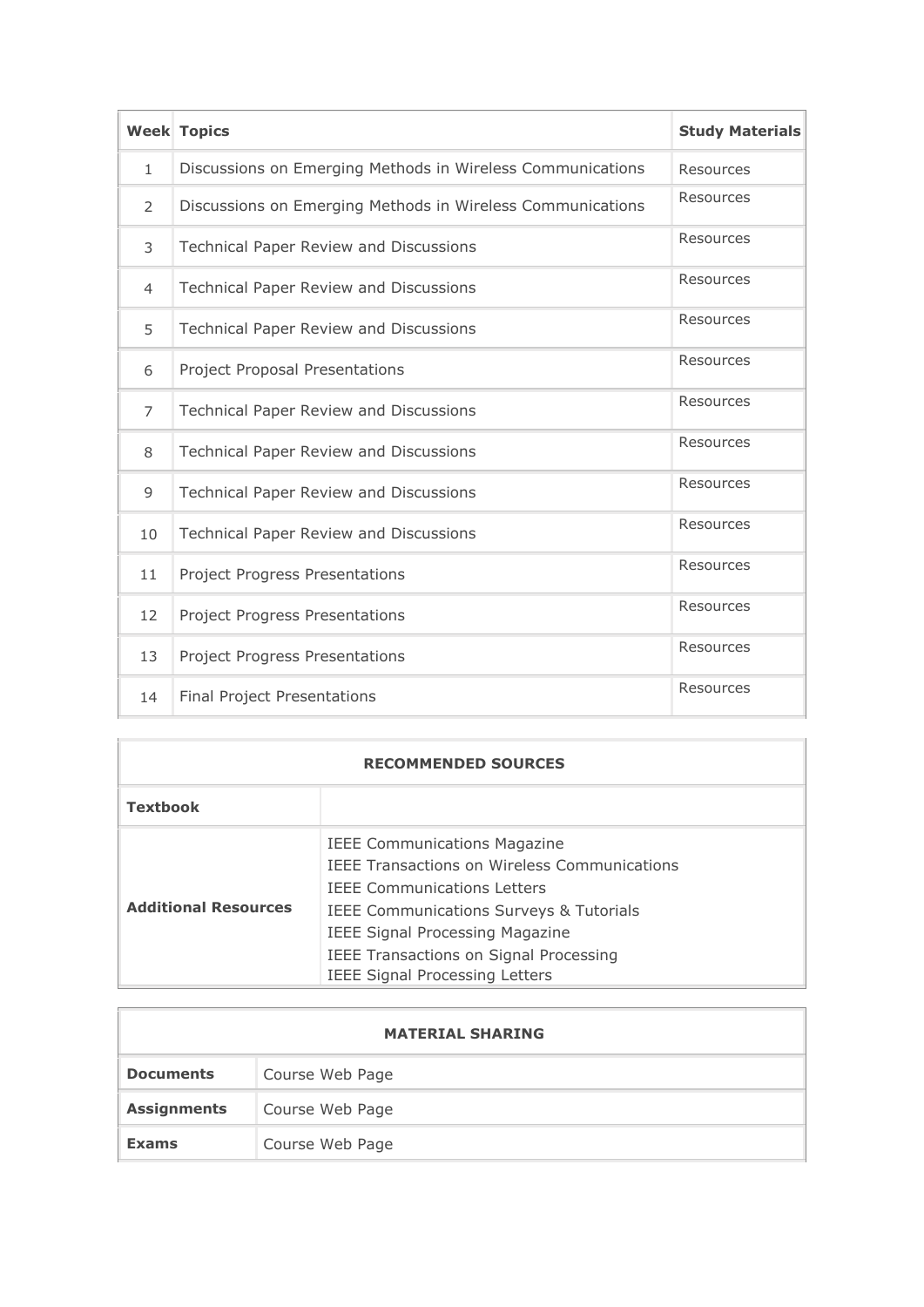| Week | Topics | Study Materials |
| --- | --- | --- |
| 1 | Discussions on Emerging Methods in Wireless Communications | Resources |
| 2 | Discussions on Emerging Methods in Wireless Communications | Resources |
| 3 | Technical Paper Review and Discussions | Resources |
| 4 | Technical Paper Review and Discussions | Resources |
| 5 | Technical Paper Review and Discussions | Resources |
| 6 | Project Proposal Presentations | Resources |
| 7 | Technical Paper Review and Discussions | Resources |
| 8 | Technical Paper Review and Discussions | Resources |
| 9 | Technical Paper Review and Discussions | Resources |
| 10 | Technical Paper Review and Discussions | Resources |
| 11 | Project Progress Presentations | Resources |
| 12 | Project Progress Presentations | Resources |
| 13 | Project Progress Presentations | Resources |
| 14 | Final Project Presentations | Resources |

| RECOMMENDED SOURCES | |
| --- | --- |
| **Textbook** | |
| **Additional Resources** | IEEE Communications Magazine<br>IEEE Transactions on Wireless Communications<br>IEEE Communications Letters<br>IEEE Communications Surveys & Tutorials<br>IEEE Signal Processing Magazine<br>IEEE Transactions on Signal Processing<br>IEEE Signal Processing Letters |

| MATERIAL SHARING | |
| --- | --- |
| **Documents** | Course Web Page |
| **Assignments** | Course Web Page |
| **Exams** | Course Web Page |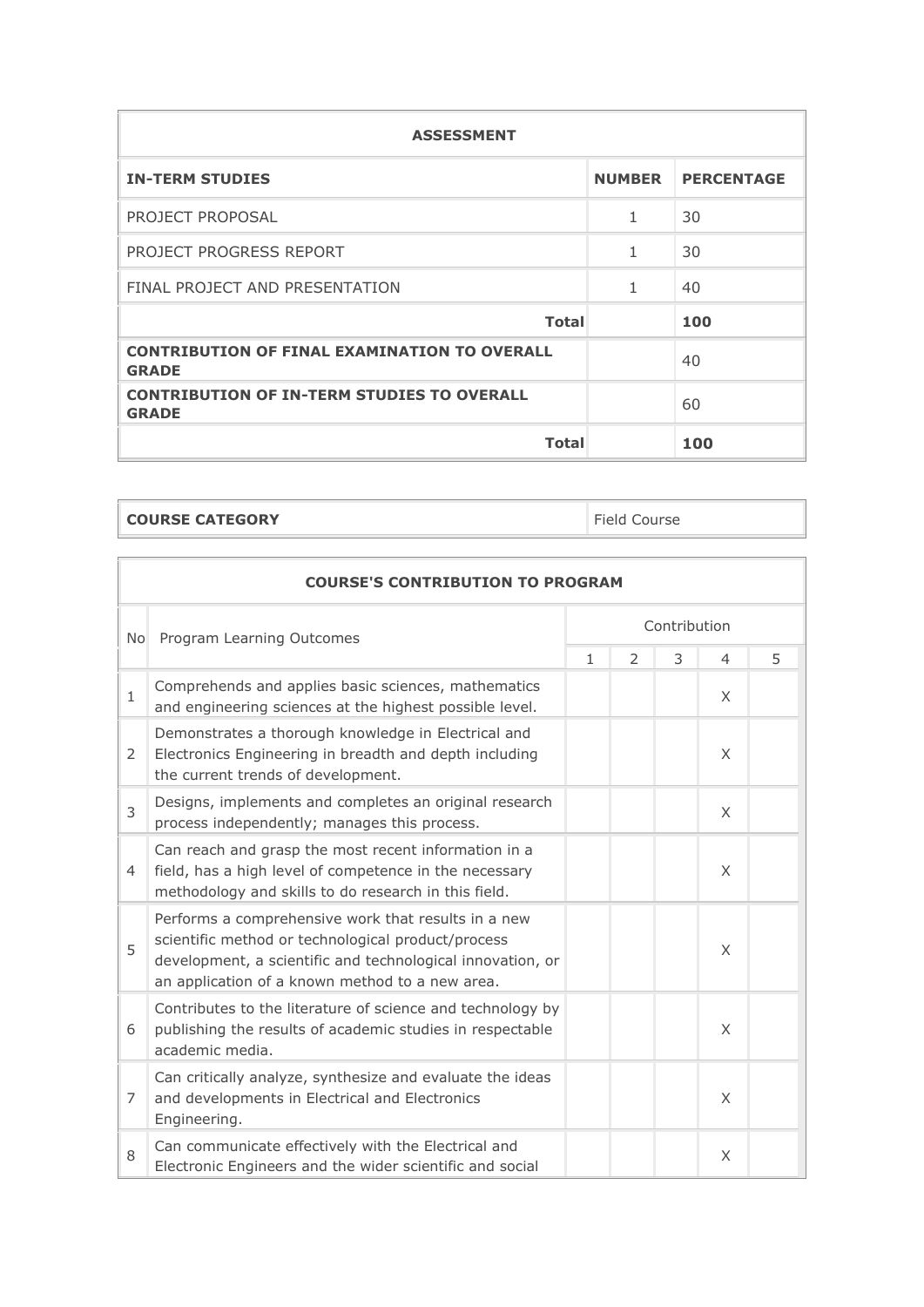| ASSESSMENT | | |
|---|---|---|
| **IN-TERM STUDIES** | **NUMBER** | **PERCENTAGE** |
| PROJECT PROPOSAL | 1 | 30 |
| PROJECT PROGRESS REPORT | 1 | 30 |
| FINAL PROJECT AND PRESENTATION | 1 | 40 |
| **Total** | | **100** |
| **CONTRIBUTION OF FINAL EXAMINATION TO OVERALL GRADE** | | 40 |
| **CONTRIBUTION OF IN-TERM STUDIES TO OVERALL GRADE** | | 60 |
| **Total** | | **100** |

| **COURSE CATEGORY** | Field Course |
|---|---|

| COURSE'S CONTRIBUTION TO PROGRAM | | | | | | |
|---|---|---|---|---|---|---|
| No | Program Learning Outcomes | Contribution | | | | |
| | | 1 | 2 | 3 | 4 | 5 |
| 1 | Comprehends and applies basic sciences, mathematics and engineering sciences at the highest possible level. | | | | X | |
| 2 | Demonstrates a thorough knowledge in Electrical and Electronics Engineering in breadth and depth including the current trends of development. | | | | X | |
| 3 | Designs, implements and completes an original research process independently; manages this process. | | | | X | |
| 4 | Can reach and grasp the most recent information in a field, has a high level of competence in the necessary methodology and skills to do research in this field. | | | | X | |
| 5 | Performs a comprehensive work that results in a new scientific method or technological product/process development, a scientific and technological innovation, or an application of a known method to a new area. | | | | X | |
| 6 | Contributes to the literature of science and technology by publishing the results of academic studies in respectable academic media. | | | | X | |
| 7 | Can critically analyze, synthesize and evaluate the ideas and developments in Electrical and Electronics Engineering. | | | | X | |
| 8 | Can communicate effectively with the Electrical and Electronic Engineers and the wider scientific and social | | | | X | |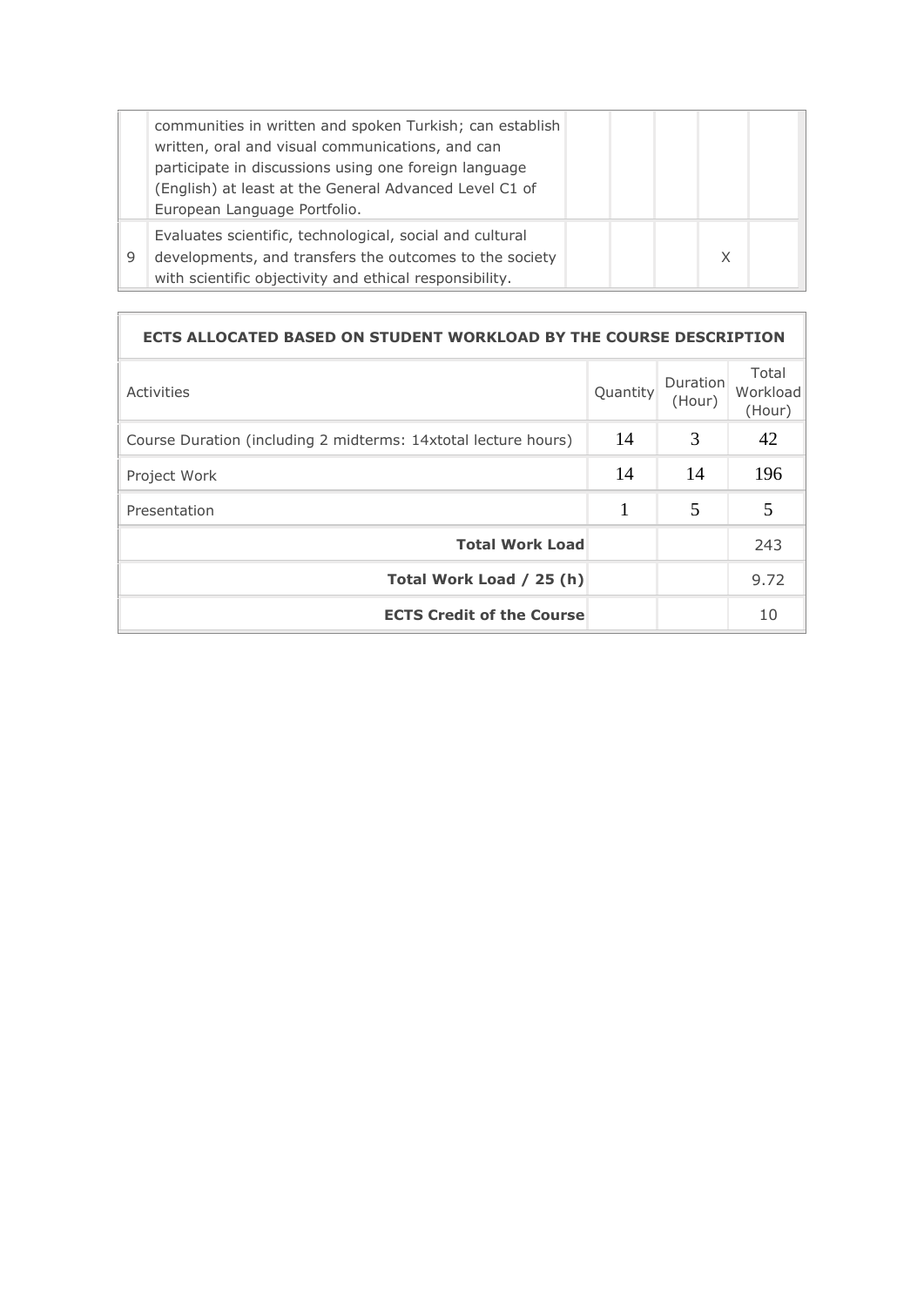| | | | | | | |
|---|---|---|---|---|---|---|
| | communities in written and spoken Turkish; can establish written, oral and visual communications, and can participate in discussions using one foreign language (English) at least at the General Advanced Level C1 of European Language Portfolio. | | | | | |
| 9 | Evaluates scientific, technological, social and cultural developments, and transfers the outcomes to the society with scientific objectivity and ethical responsibility. | | | | X | |

| ECTS ALLOCATED BASED ON STUDENT WORKLOAD BY THE COURSE DESCRIPTION | | | |
|---|---|---|---|
| Activities | Quantity | Duration (Hour) | Total Workload (Hour) |
| Course Duration (including 2 midterms: 14xtotal lecture hours) | 14 | 3 | 42 |
| Project Work | 14 | 14 | 196 |
| Presentation | 1 | 5 | 5 |
| **Total Work Load** | | | 243 |
| **Total Work Load / 25 (h)** | | | 9.72 |
| **ECTS Credit of the Course** | | | 10 |